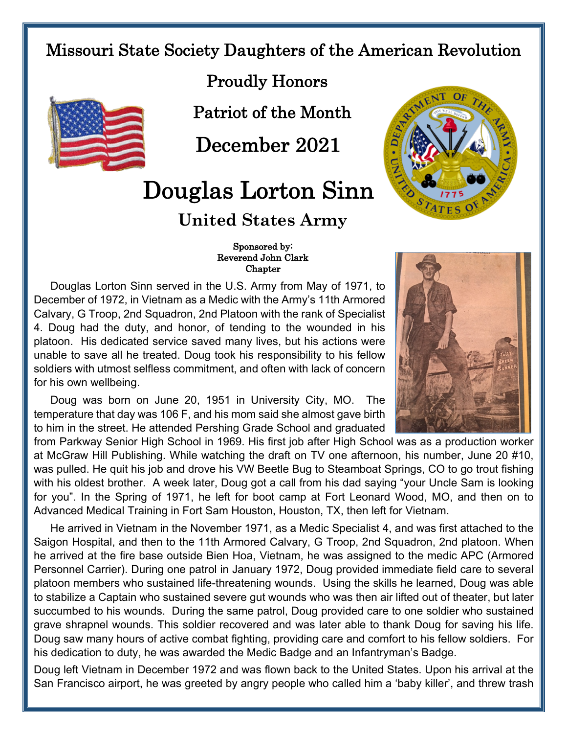# Missouri State Society Daughters of the American Revolution

## Proudly Honors

## Patriot of the Month

## December 2021

# Douglas Lorton Sinn

## United States Army

**Sponsored by:**
**Reverend John Clark**
**Chapter**

Douglas Lorton Sinn served in the U.S. Army from May of 1971, to December of 1972, in Vietnam as a Medic with the Army's 11th Armored Calvary, G Troop, 2nd Squadron, 2nd Platoon with the rank of Specialist 4. Doug had the duty, and honor, of tending to the wounded in his platoon. His dedicated service saved many lives, but his actions were unable to save all he treated. Doug took his responsibility to his fellow soldiers with utmost selfless commitment, and often with lack of concern for his own wellbeing.

Doug was born on June 20, 1951 in University City, MO. The temperature that day was 106 F, and his mom said she almost gave birth to him in the street. He attended Pershing Grade School and graduated from Parkway Senior High School in 1969. His first job after High School was as a production worker at McGraw Hill Publishing. While watching the draft on TV one afternoon, his number, June 20 #10, was pulled. He quit his job and drove his VW Beetle Bug to Steamboat Springs, CO to go trout fishing with his oldest brother. A week later, Doug got a call from his dad saying "your Uncle Sam is looking for you". In the Spring of 1971, he left for boot camp at Fort Leonard Wood, MO, and then on to Advanced Medical Training in Fort Sam Houston, Houston, TX, then left for Vietnam.

He arrived in Vietnam in the November 1971, as a Medic Specialist 4, and was first attached to the Saigon Hospital, and then to the 11th Armored Calvary, G Troop, 2nd Squadron, 2nd platoon. When he arrived at the fire base outside Bien Hoa, Vietnam, he was assigned to the medic APC (Armored Personnel Carrier). During one patrol in January 1972, Doug provided immediate field care to several platoon members who sustained life-threatening wounds. Using the skills he learned, Doug was able to stabilize a Captain who sustained severe gut wounds who was then air lifted out of theater, but later succumbed to his wounds. During the same patrol, Doug provided care to one soldier who sustained grave shrapnel wounds. This soldier recovered and was later able to thank Doug for saving his life. Doug saw many hours of active combat fighting, providing care and comfort to his fellow soldiers. For his dedication to duty, he was awarded the Medic Badge and an Infantryman's Badge.

Doug left Vietnam in December 1972 and was flown back to the United States. Upon his arrival at the San Francisco airport, he was greeted by angry people who called him a 'baby killer', and threw trash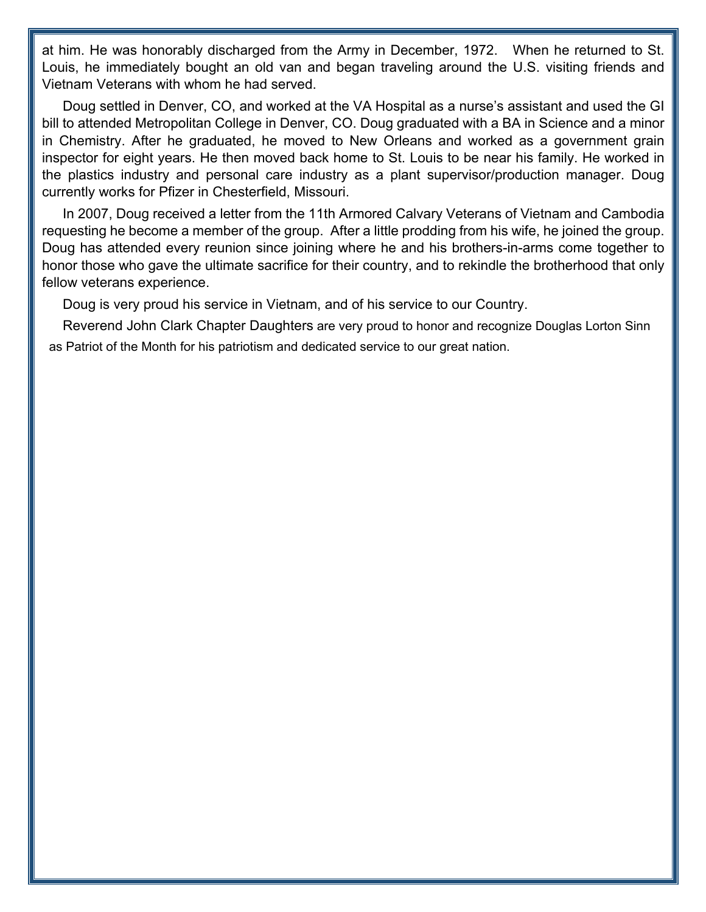at him. He was honorably discharged from the Army in December, 1972. When he returned to St. Louis, he immediately bought an old van and began traveling around the U.S. visiting friends and Vietnam Veterans with whom he had served.

Doug settled in Denver, CO, and worked at the VA Hospital as a nurse's assistant and used the GI bill to attended Metropolitan College in Denver, CO. Doug graduated with a BA in Science and a minor in Chemistry. After he graduated, he moved to New Orleans and worked as a government grain inspector for eight years. He then moved back home to St. Louis to be near his family. He worked in the plastics industry and personal care industry as a plant supervisor/production manager. Doug currently works for Pfizer in Chesterfield, Missouri.

In 2007, Doug received a letter from the 11th Armored Calvary Veterans of Vietnam and Cambodia requesting he become a member of the group. After a little prodding from his wife, he joined the group. Doug has attended every reunion since joining where he and his brothers-in-arms come together to honor those who gave the ultimate sacrifice for their country, and to rekindle the brotherhood that only fellow veterans experience.

Doug is very proud his service in Vietnam, and of his service to our Country.

Reverend John Clark Chapter Daughters are very proud to honor and recognize Douglas Lorton Sinn as Patriot of the Month for his patriotism and dedicated service to our great nation.